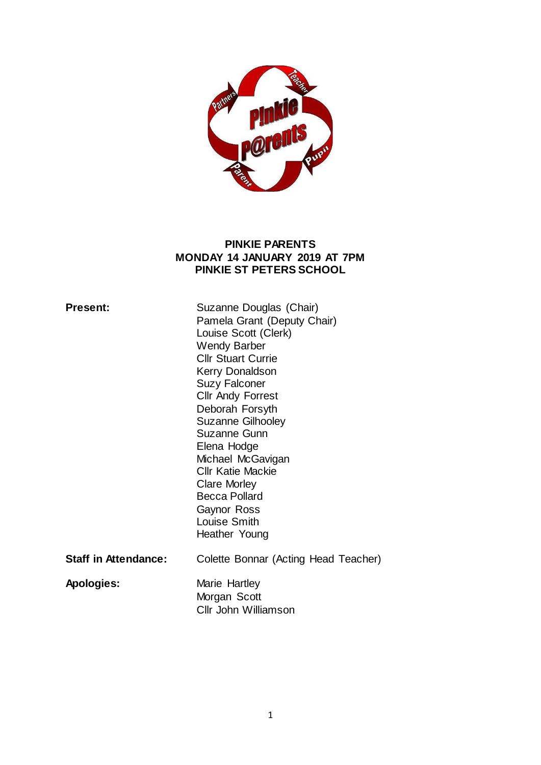# PINKIE PARENTS
## MONDAY 14 JANUARY 2019 AT 7PM
## PINKIE ST PETERS SCHOOL

**Present:**

Suzanne Douglas (Chair)
Pamela Grant (Deputy Chair)
Louise Scott (Clerk)
Wendy Barber
Cllr Stuart Currie
Kerry Donaldson
Suzy Falconer
Cllr Andy Forrest
Deborah Forsyth
Suzanne Gilhooley
Suzanne Gunn
Elena Hodge
Michael McGavigan
Cllr Katie Mackie
Clare Morley
Becca Pollard
Gaynor Ross
Louise Smith
Heather Young

**Staff in Attendance:** Colette Bonnar (Acting Head Teacher)

**Apologies:**

Marie Hartley
Morgan Scott
Cllr John Williamson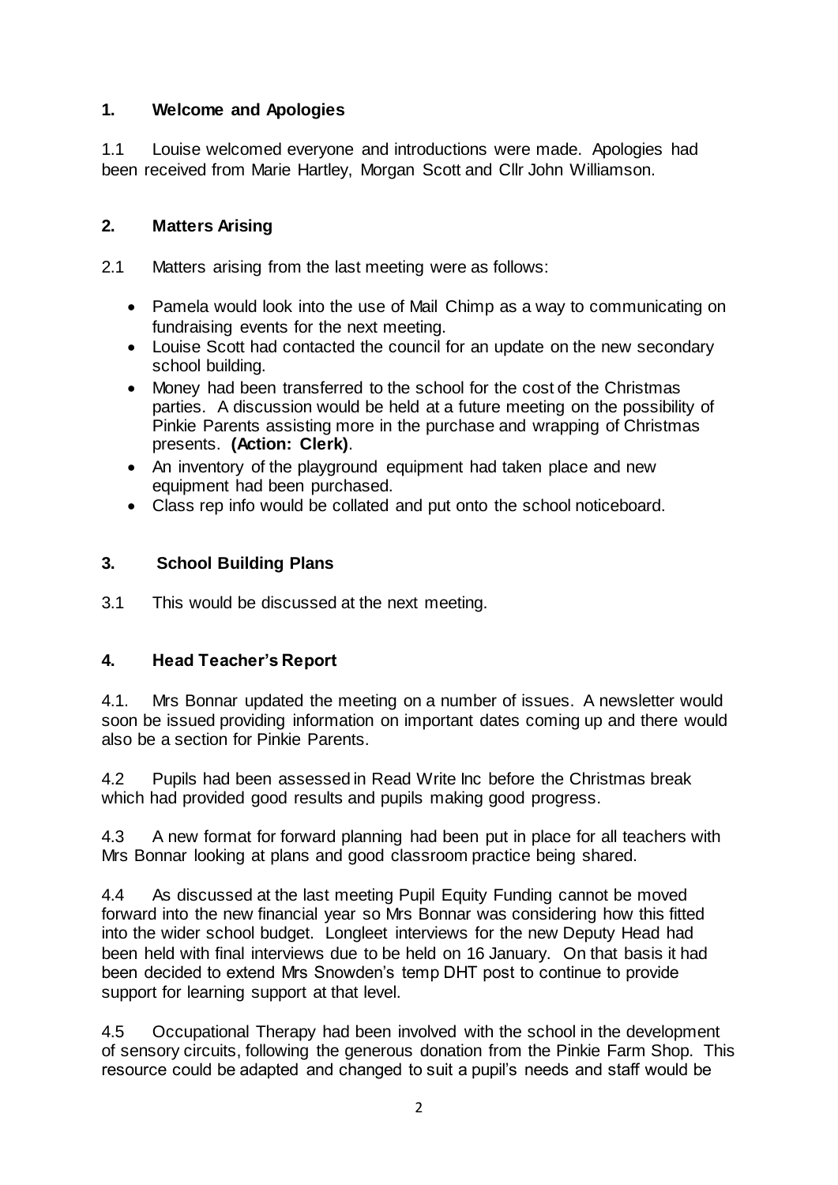## 1. Welcome and Apologies

1.1 Louise welcomed everyone and introductions were made. Apologies had been received from Marie Hartley, Morgan Scott and Cllr John Williamson.

## 2. Matters Arising

2.1 Matters arising from the last meeting were as follows:

- Pamela would look into the use of Mail Chimp as a way to communicating on fundraising events for the next meeting.
- Louise Scott had contacted the council for an update on the new secondary school building.
- Money had been transferred to the school for the cost of the Christmas parties. A discussion would be held at a future meeting on the possibility of Pinkie Parents assisting more in the purchase and wrapping of Christmas presents. **(Action: Clerk)**.
- An inventory of the playground equipment had taken place and new equipment had been purchased.
- Class rep info would be collated and put onto the school noticeboard.

## 3. School Building Plans

3.1 This would be discussed at the next meeting.

## 4. Head Teacher's Report

4.1. Mrs Bonnar updated the meeting on a number of issues. A newsletter would soon be issued providing information on important dates coming up and there would also be a section for Pinkie Parents.

4.2 Pupils had been assessed in Read Write Inc before the Christmas break which had provided good results and pupils making good progress.

4.3 A new format for forward planning had been put in place for all teachers with Mrs Bonnar looking at plans and good classroom practice being shared.

4.4 As discussed at the last meeting Pupil Equity Funding cannot be moved forward into the new financial year so Mrs Bonnar was considering how this fitted into the wider school budget. Longleet interviews for the new Deputy Head had been held with final interviews due to be held on 16 January. On that basis it had been decided to extend Mrs Snowden's temp DHT post to continue to provide support for learning support at that level.

4.5 Occupational Therapy had been involved with the school in the development of sensory circuits, following the generous donation from the Pinkie Farm Shop. This resource could be adapted and changed to suit a pupil's needs and staff would be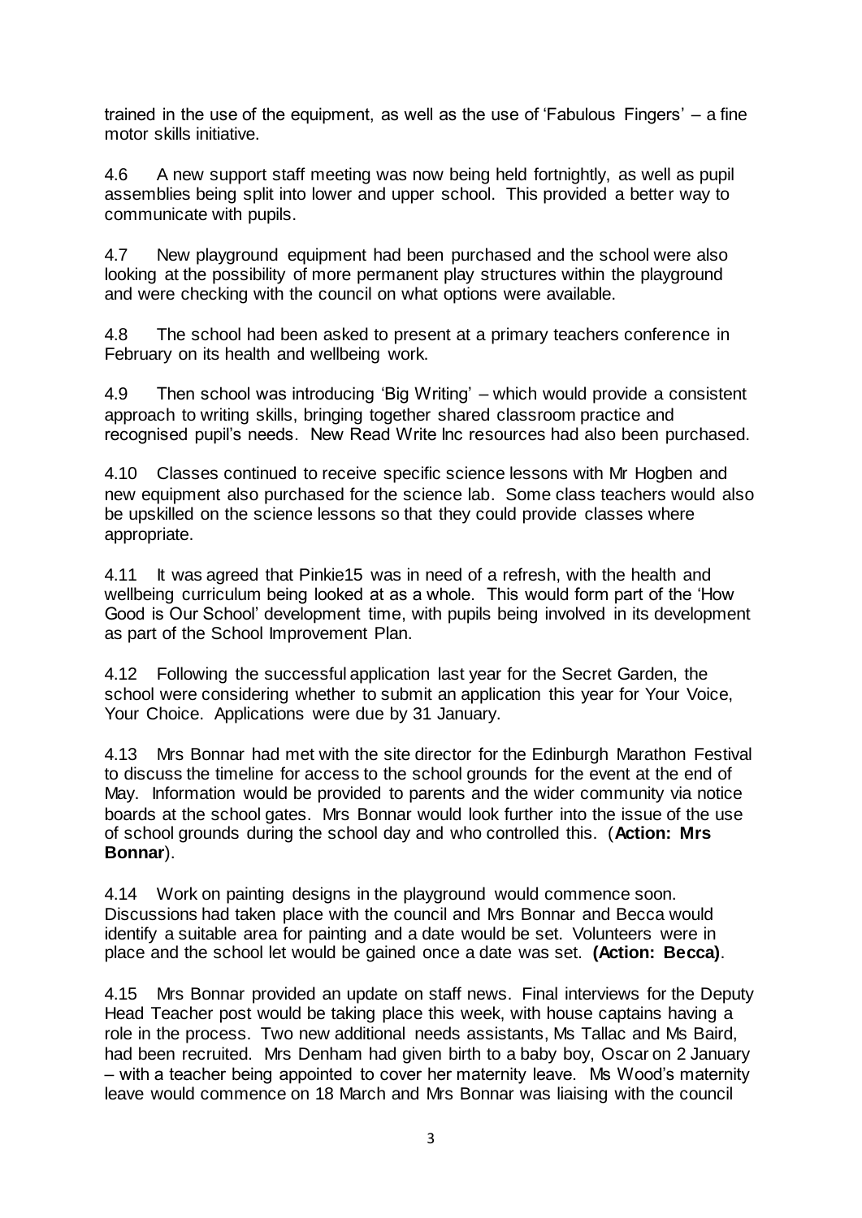trained in the use of the equipment, as well as the use of 'Fabulous Fingers' – a fine motor skills initiative.

4.6 A new support staff meeting was now being held fortnightly, as well as pupil assemblies being split into lower and upper school. This provided a better way to communicate with pupils.

4.7 New playground equipment had been purchased and the school were also looking at the possibility of more permanent play structures within the playground and were checking with the council on what options were available.

4.8 The school had been asked to present at a primary teachers conference in February on its health and wellbeing work.

4.9 Then school was introducing 'Big Writing' – which would provide a consistent approach to writing skills, bringing together shared classroom practice and recognised pupil's needs. New Read Write Inc resources had also been purchased.

4.10 Classes continued to receive specific science lessons with Mr Hogben and new equipment also purchased for the science lab. Some class teachers would also be upskilled on the science lessons so that they could provide classes where appropriate.

4.11 It was agreed that Pinkie15 was in need of a refresh, with the health and wellbeing curriculum being looked at as a whole. This would form part of the 'How Good is Our School' development time, with pupils being involved in its development as part of the School Improvement Plan.

4.12 Following the successful application last year for the Secret Garden, the school were considering whether to submit an application this year for Your Voice, Your Choice. Applications were due by 31 January.

4.13 Mrs Bonnar had met with the site director for the Edinburgh Marathon Festival to discuss the timeline for access to the school grounds for the event at the end of May. Information would be provided to parents and the wider community via notice boards at the school gates. Mrs Bonnar would look further into the issue of the use of school grounds during the school day and who controlled this. (**Action: Mrs Bonnar**).

4.14 Work on painting designs in the playground would commence soon. Discussions had taken place with the council and Mrs Bonnar and Becca would identify a suitable area for painting and a date would be set. Volunteers were in place and the school let would be gained once a date was set. **(Action: Becca)**.

4.15 Mrs Bonnar provided an update on staff news. Final interviews for the Deputy Head Teacher post would be taking place this week, with house captains having a role in the process. Two new additional needs assistants, Ms Tallac and Ms Baird, had been recruited. Mrs Denham had given birth to a baby boy, Oscar on 2 January – with a teacher being appointed to cover her maternity leave. Ms Wood's maternity leave would commence on 18 March and Mrs Bonnar was liaising with the council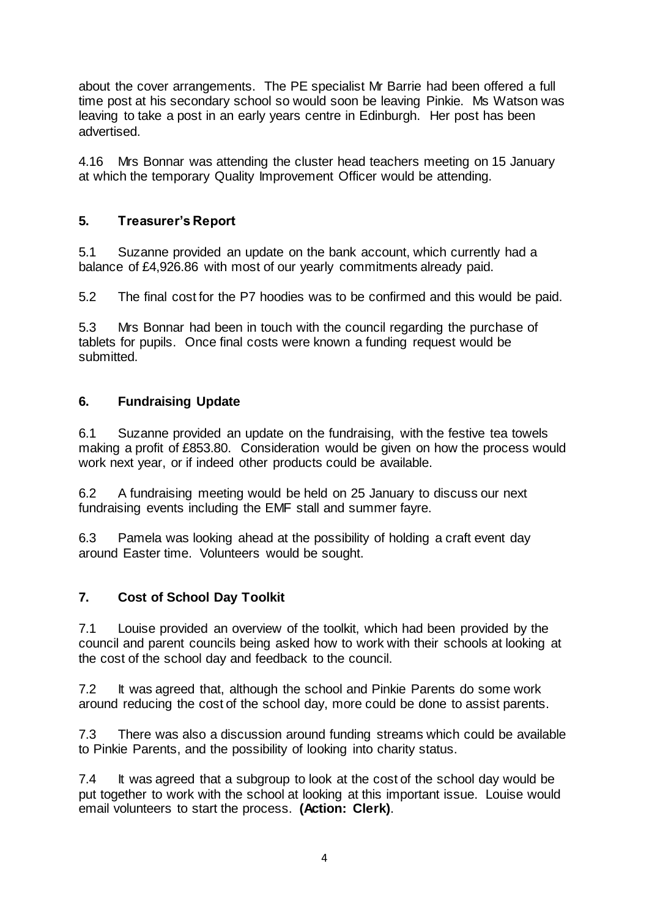about the cover arrangements. The PE specialist Mr Barrie had been offered a full time post at his secondary school so would soon be leaving Pinkie. Ms Watson was leaving to take a post in an early years centre in Edinburgh. Her post has been advertised.

4.16 Mrs Bonnar was attending the cluster head teachers meeting on 15 January at which the temporary Quality Improvement Officer would be attending.

## 5. Treasurer's Report

5.1 Suzanne provided an update on the bank account, which currently had a balance of £4,926.86 with most of our yearly commitments already paid.

5.2 The final cost for the P7 hoodies was to be confirmed and this would be paid.

5.3 Mrs Bonnar had been in touch with the council regarding the purchase of tablets for pupils. Once final costs were known a funding request would be submitted.

## 6. Fundraising Update

6.1 Suzanne provided an update on the fundraising, with the festive tea towels making a profit of £853.80. Consideration would be given on how the process would work next year, or if indeed other products could be available.

6.2 A fundraising meeting would be held on 25 January to discuss our next fundraising events including the EMF stall and summer fayre.

6.3 Pamela was looking ahead at the possibility of holding a craft event day around Easter time. Volunteers would be sought.

## 7. Cost of School Day Toolkit

7.1 Louise provided an overview of the toolkit, which had been provided by the council and parent councils being asked how to work with their schools at looking at the cost of the school day and feedback to the council.

7.2 It was agreed that, although the school and Pinkie Parents do some work around reducing the cost of the school day, more could be done to assist parents.

7.3 There was also a discussion around funding streams which could be available to Pinkie Parents, and the possibility of looking into charity status.

7.4 It was agreed that a subgroup to look at the cost of the school day would be put together to work with the school at looking at this important issue. Louise would email volunteers to start the process. **(Action: Clerk)**.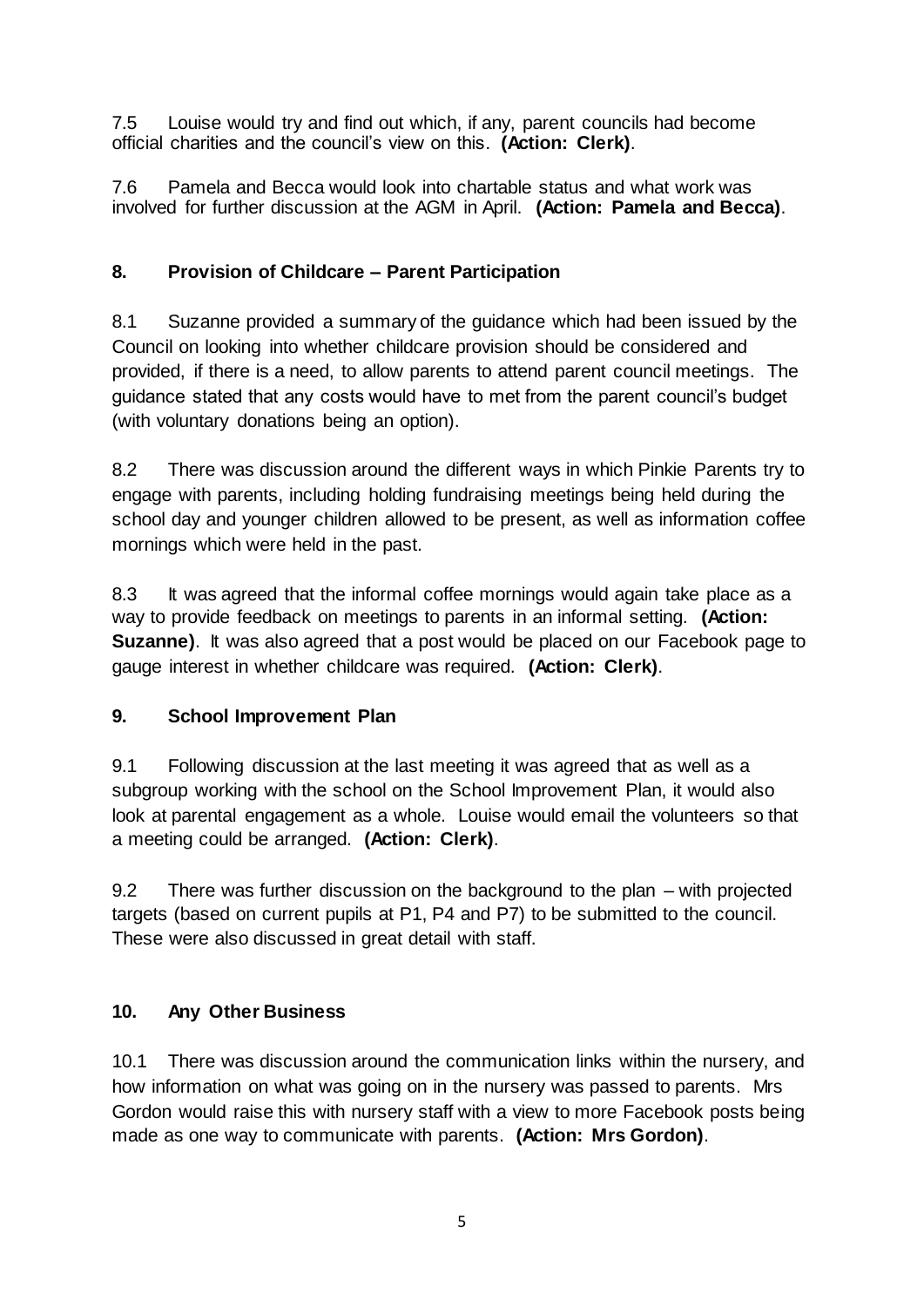7.5 Louise would try and find out which, if any, parent councils had become official charities and the council's view on this. **(Action: Clerk)**.

7.6 Pamela and Becca would look into chartable status and what work was involved for further discussion at the AGM in April. **(Action: Pamela and Becca)**.

### 8. Provision of Childcare – Parent Participation

8.1 Suzanne provided a summary of the guidance which had been issued by the Council on looking into whether childcare provision should be considered and provided, if there is a need, to allow parents to attend parent council meetings. The guidance stated that any costs would have to met from the parent council's budget (with voluntary donations being an option).

8.2 There was discussion around the different ways in which Pinkie Parents try to engage with parents, including holding fundraising meetings being held during the school day and younger children allowed to be present, as well as information coffee mornings which were held in the past.

8.3 It was agreed that the informal coffee mornings would again take place as a way to provide feedback on meetings to parents in an informal setting. **(Action: Suzanne)**. It was also agreed that a post would be placed on our Facebook page to gauge interest in whether childcare was required. **(Action: Clerk)**.

### 9. School Improvement Plan

9.1 Following discussion at the last meeting it was agreed that as well as a subgroup working with the school on the School Improvement Plan, it would also look at parental engagement as a whole. Louise would email the volunteers so that a meeting could be arranged. **(Action: Clerk)**.

9.2 There was further discussion on the background to the plan – with projected targets (based on current pupils at P1, P4 and P7) to be submitted to the council. These were also discussed in great detail with staff.

### 10. Any Other Business

10.1 There was discussion around the communication links within the nursery, and how information on what was going on in the nursery was passed to parents. Mrs Gordon would raise this with nursery staff with a view to more Facebook posts being made as one way to communicate with parents. **(Action: Mrs Gordon)**.